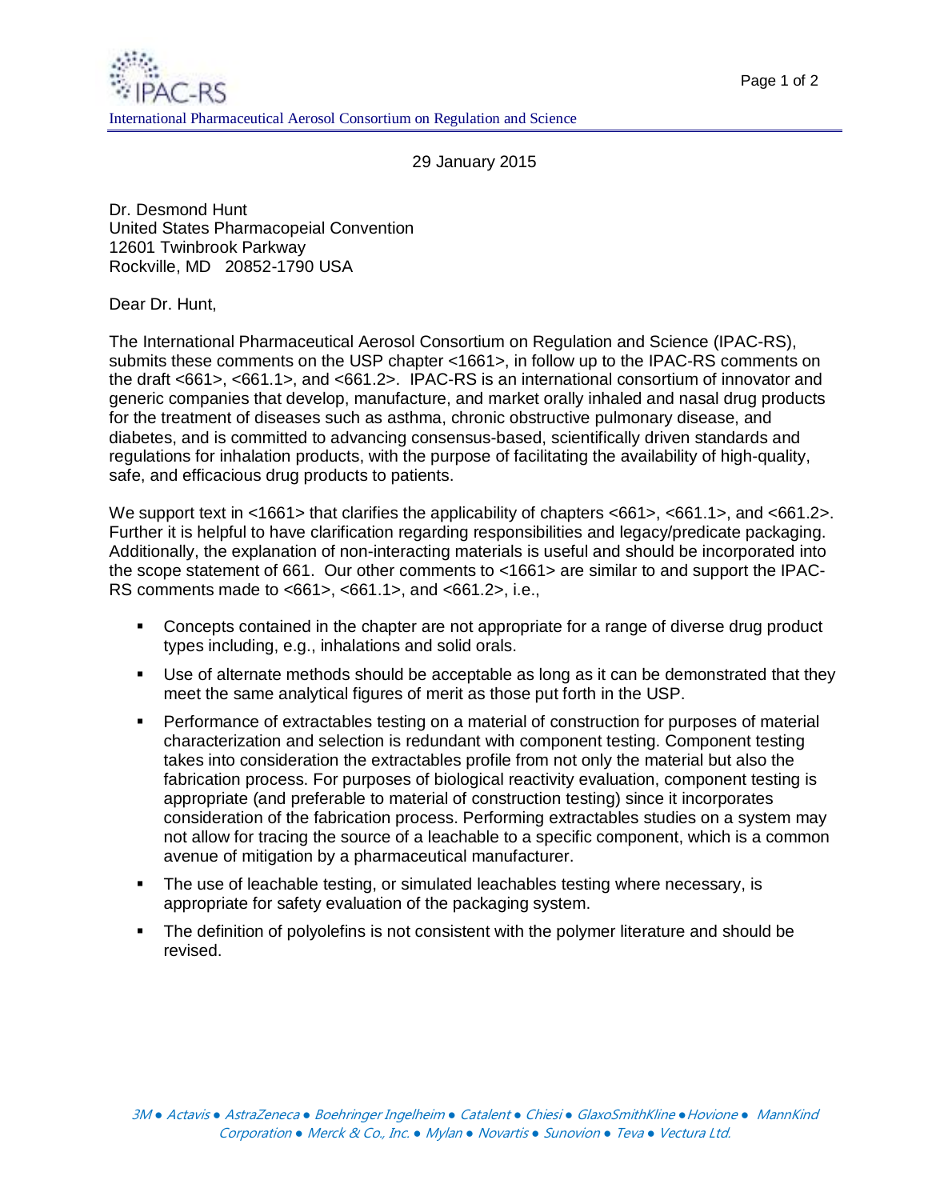IPAC-RS

International Pharmaceutical Aerosol Consortium on Regulation and Science

29 January 2015

Dr. Desmond Hunt
United States Pharmacopeial Convention
12601 Twinbrook Parkway
Rockville, MD 20852-1790 USA

Dear Dr. Hunt,

The International Pharmaceutical Aerosol Consortium on Regulation and Science (IPAC-RS), submits these comments on the USP chapter <1661>, in follow up to the IPAC-RS comments on the draft <661>, <661.1>, and <661.2>. IPAC-RS is an international consortium of innovator and generic companies that develop, manufacture, and market orally inhaled and nasal drug products for the treatment of diseases such as asthma, chronic obstructive pulmonary disease, and diabetes, and is committed to advancing consensus-based, scientifically driven standards and regulations for inhalation products, with the purpose of facilitating the availability of high-quality, safe, and efficacious drug products to patients.

We support text in <1661> that clarifies the applicability of chapters <661>, <661.1>, and <661.2>. Further it is helpful to have clarification regarding responsibilities and legacy/predicate packaging. Additionally, the explanation of non-interacting materials is useful and should be incorporated into the scope statement of 661. Our other comments to <1661> are similar to and support the IPAC-RS comments made to <661>, <661.1>, and <661.2>, i.e.,

- Concepts contained in the chapter are not appropriate for a range of diverse drug product types including, e.g., inhalations and solid orals.
- Use of alternate methods should be acceptable as long as it can be demonstrated that they meet the same analytical figures of merit as those put forth in the USP.
- Performance of extractables testing on a material of construction for purposes of material characterization and selection is redundant with component testing. Component testing takes into consideration the extractables profile from not only the material but also the fabrication process. For purposes of biological reactivity evaluation, component testing is appropriate (and preferable to material of construction testing) since it incorporates consideration of the fabrication process. Performing extractables studies on a system may not allow for tracing the source of a leachable to a specific component, which is a common avenue of mitigation by a pharmaceutical manufacturer.
- The use of leachable testing, or simulated leachables testing where necessary, is appropriate for safety evaluation of the packaging system.
- The definition of polyolefins is not consistent with the polymer literature and should be revised.

*3M ● Actavis ● AstraZeneca ● Boehringer Ingelheim ● Catalent ● Chiesi ● GlaxoSmithKline ● Hovione ● MannKind Corporation ● Merck & Co., Inc. ● Mylan ● Novartis ● Sunovion ● Teva ● Vectura Ltd.*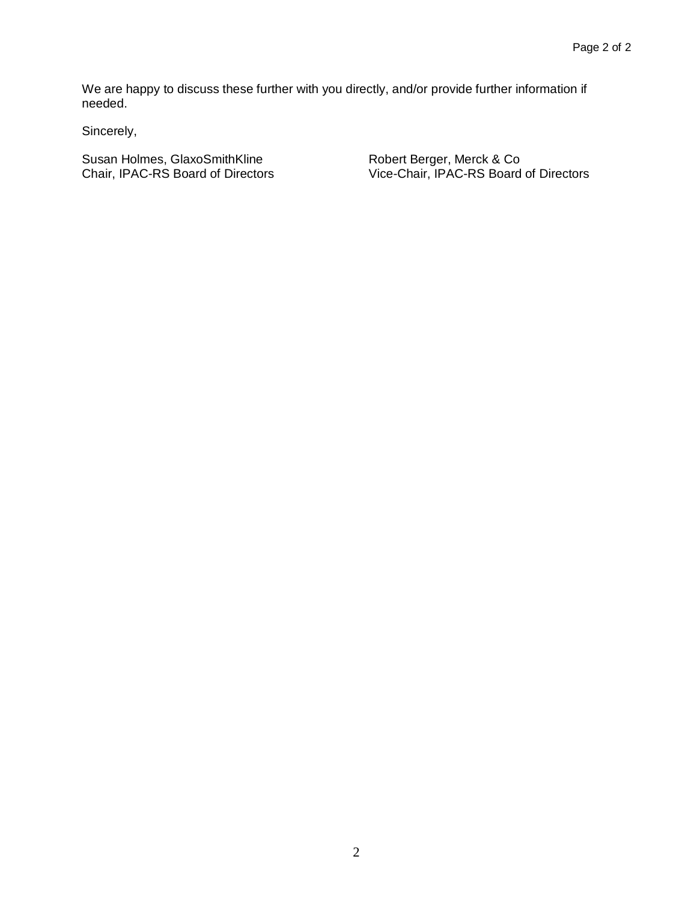We are happy to discuss these further with you directly, and/or provide further information if needed.

Sincerely,

Susan Holmes, GlaxoSmithKline
Chair, IPAC-RS Board of Directors

Robert Berger, Merck & Co
Vice-Chair, IPAC-RS Board of Directors